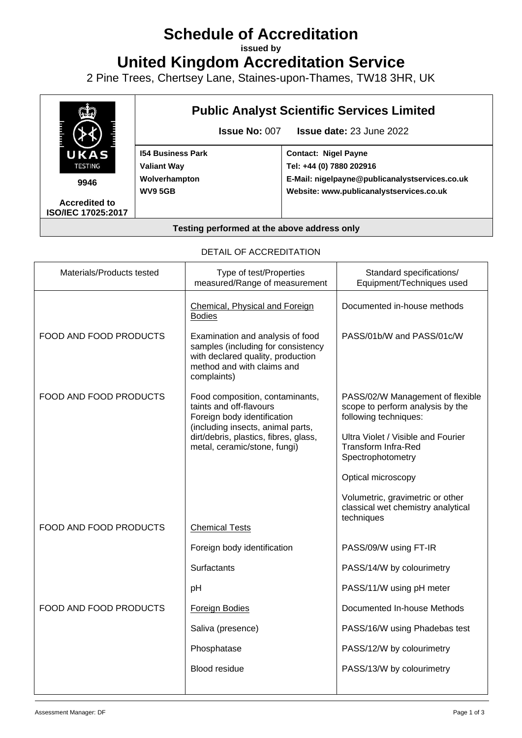# Schedule of Accreditation

**issued by**

# United Kingdom Accreditation Service

2 Pine Trees, Chertsey Lane, Staines-upon-Thames, TW18 3HR, UK

| | | |
|---|---|---|
| UKAS TESTING **9946** **Accredited to ISO/IEC 17025:2017** | **Public Analyst Scientific Services Limited** **Issue No:** 007 **Issue date:** 23 June 2022 | |
| | **I54 Business Park** **Valiant Way** **Wolverhampton** **WV9 5GB** | **Contact: Nigel Payne** **Tel: +44 (0) 7880 202916** **E-Mail: nigelpayne@publicanalystservices.co.uk** **Website: www.publicanalystservices.co.uk** |
| **Testing performed at the above address only** | | |

DETAIL OF ACCREDITATION

| Materials/Products tested | Type of test/Properties measured/Range of measurement | Standard specifications/ Equipment/Techniques used |
|---|---|---|
| | Chemical, Physical and Foreign Bodies | Documented in-house methods |
| FOOD AND FOOD PRODUCTS | Examination and analysis of food samples (including for consistency with declared quality, production method and with claims and complaints) | PASS/01b/W and PASS/01c/W |
| FOOD AND FOOD PRODUCTS | Food composition, contaminants, taints and off-flavours<br>Foreign body identification (including insects, animal parts, dirt/debris, plastics, fibres, glass, metal, ceramic/stone, fungi) | PASS/02/W Management of flexible scope to perform analysis by the following techniques:<br>Ultra Violet / Visible and Fourier Transform Infra-Red Spectrophotometry<br>Optical microscopy<br>Volumetric, gravimetric or other classical wet chemistry analytical techniques |
| FOOD AND FOOD PRODUCTS | Chemical Tests | |
| | Foreign body identification | PASS/09/W using FT-IR |
| | Surfactants | PASS/14/W by colourimetry |
| | pH | PASS/11/W using pH meter |
| FOOD AND FOOD PRODUCTS | Foreign Bodies | Documented In-house Methods |
| | Saliva (presence) | PASS/16/W using Phadebas test |
| | Phosphatase | PASS/12/W by colourimetry |
| | Blood residue | PASS/13/W by colourimetry |

Assessment Manager: DF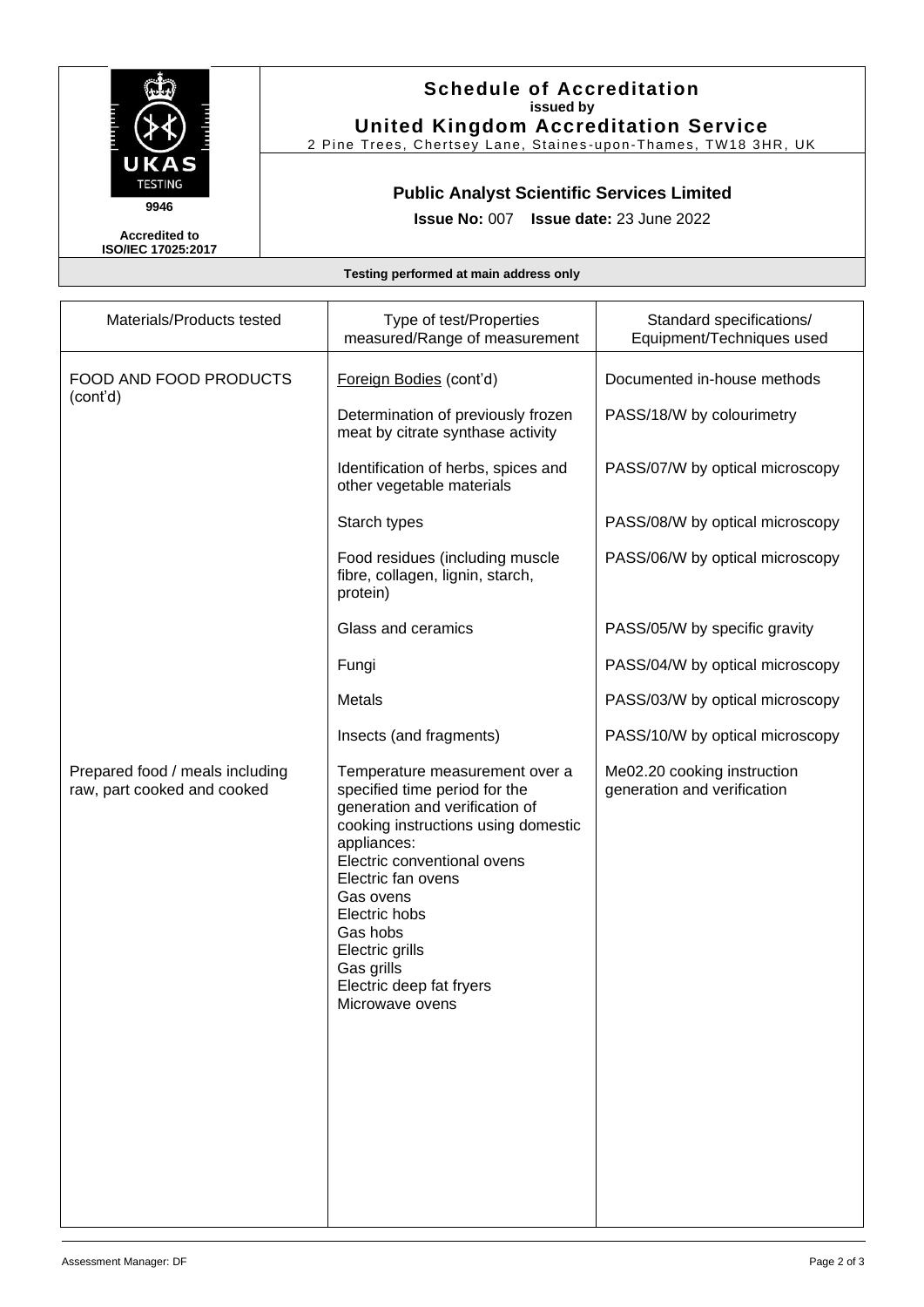# Schedule of Accreditation
**issued by**
**United Kingdom Accreditation Service**
2 Pine Trees, Chertsey Lane, Staines-upon-Thames, TW18 3HR, UK

UKAS TESTING
**9946**
**Accredited to ISO/IEC 17025:2017**

## Public Analyst Scientific Services Limited

**Issue No:** 007 **Issue date:** 23 June 2022

**Testing performed at main address only**

| Materials/Products tested | Type of test/Properties measured/Range of measurement | Standard specifications/ Equipment/Techniques used |
|---|---|---|
| FOOD AND FOOD PRODUCTS (cont'd) | Foreign Bodies (cont'd) | Documented in-house methods |
| | Determination of previously frozen meat by citrate synthase activity | PASS/18/W by colourimetry |
| | Identification of herbs, spices and other vegetable materials | PASS/07/W by optical microscopy |
| | Starch types | PASS/08/W by optical microscopy |
| | Food residues (including muscle fibre, collagen, lignin, starch, protein) | PASS/06/W by optical microscopy |
| | Glass and ceramics | PASS/05/W by specific gravity |
| | Fungi | PASS/04/W by optical microscopy |
| | Metals | PASS/03/W by optical microscopy |
| | Insects (and fragments) | PASS/10/W by optical microscopy |
| Prepared food / meals including raw, part cooked and cooked | Temperature measurement over a specified time period for the generation and verification of cooking instructions using domestic appliances:<br>Electric conventional ovens<br>Electric fan ovens<br>Gas ovens<br>Electric hobs<br>Gas hobs<br>Electric grills<br>Gas grills<br>Electric deep fat fryers<br>Microwave ovens | Me02.20 cooking instruction generation and verification |

Assessment Manager: DF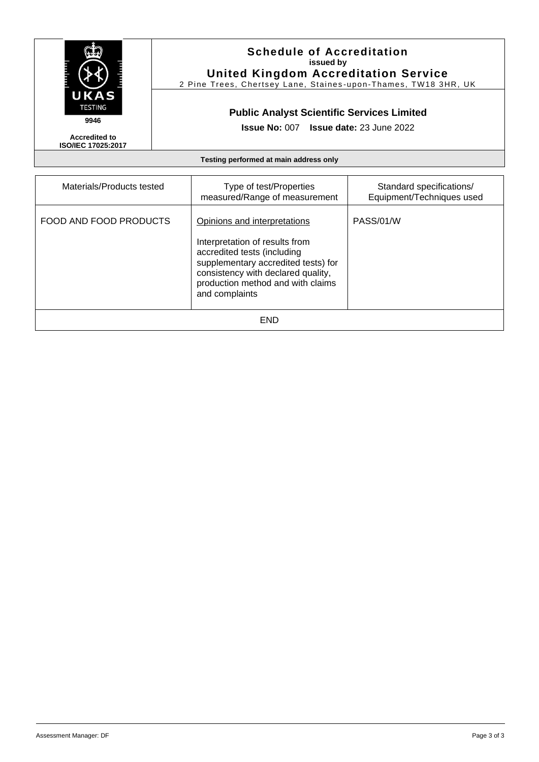**UKAS TESTING**

**9946**

**Accredited to ISO/IEC 17025:2017**

# Schedule of Accreditation

**issued by**

## United Kingdom Accreditation Service

2 Pine Trees, Chertsey Lane, Staines-upon-Thames, TW18 3HR, UK

### Public Analyst Scientific Services Limited

**Issue No:** 007 **Issue date:** 23 June 2022

**Testing performed at main address only**

| Materials/Products tested | Type of test/Properties measured/Range of measurement | Standard specifications/ Equipment/Techniques used |
|---|---|---|
| FOOD AND FOOD PRODUCTS | Opinions and interpretations<br><br>Interpretation of results from accredited tests (including supplementary accredited tests) for consistency with declared quality, production method and with claims and complaints | PASS/01/W |
| END | | |

Assessment Manager: DF